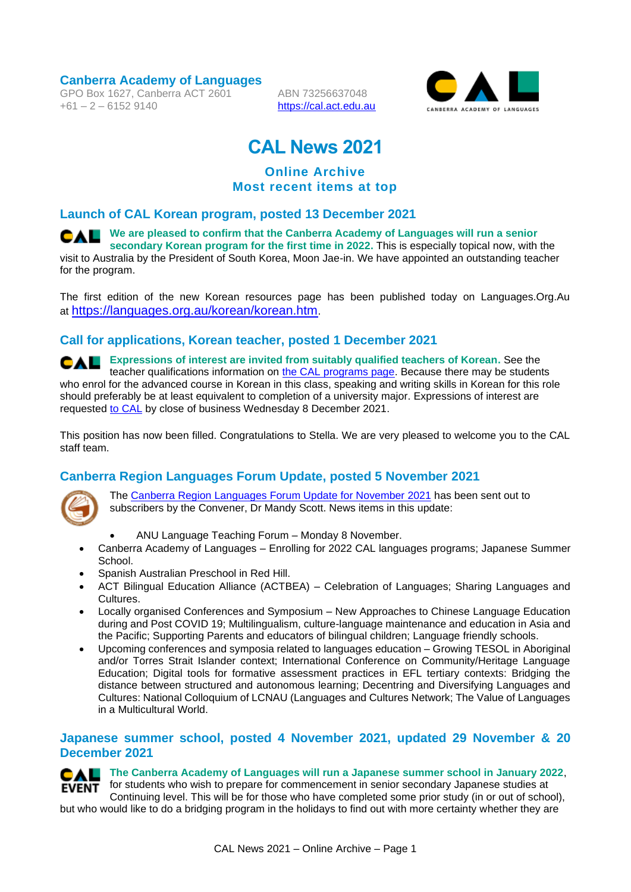**Canberra Academy of Languages**
GPO Box 1627, Canberra ACT 2601
+61 – 2 – 6152 9140

ABN 73256637048
https://cal.act.edu.au

# CAL News 2021

**Online Archive**
**Most recent items at top**

## Launch of CAL Korean program, posted 13 December 2021

**We are pleased to confirm that the Canberra Academy of Languages will run a senior secondary Korean program for the first time in 2022.** This is especially topical now, with the visit to Australia by the President of South Korea, Moon Jae-in. We have appointed an outstanding teacher for the program.

The first edition of the new Korean resources page has been published today on Languages.Org.Au at https://languages.org.au/korean/korean.htm.

## Call for applications, Korean teacher, posted 1 December 2021

**Expressions of interest are invited from suitably qualified teachers of Korean.** See the teacher qualifications information on the CAL programs page. Because there may be students who enrol for the advanced course in Korean in this class, speaking and writing skills in Korean for this role should preferably be at least equivalent to completion of a university major. Expressions of interest are requested to CAL by close of business Wednesday 8 December 2021.

This position has now been filled. Congratulations to Stella. We are very pleased to welcome you to the CAL staff team.

## Canberra Region Languages Forum Update, posted 5 November 2021

The Canberra Region Languages Forum Update for November 2021 has been sent out to subscribers by the Convener, Dr Mandy Scott. News items in this update:

- ANU Language Teaching Forum – Monday 8 November.
- Canberra Academy of Languages – Enrolling for 2022 CAL languages programs; Japanese Summer School.
- Spanish Australian Preschool in Red Hill.
- ACT Bilingual Education Alliance (ACTBEA) – Celebration of Languages; Sharing Languages and Cultures.
- Locally organised Conferences and Symposium – New Approaches to Chinese Language Education during and Post COVID 19; Multilingualism, culture-language maintenance and education in Asia and the Pacific; Supporting Parents and educators of bilingual children; Language friendly schools.
- Upcoming conferences and symposia related to languages education – Growing TESOL in Aboriginal and/or Torres Strait Islander context; International Conference on Community/Heritage Language Education; Digital tools for formative assessment practices in EFL tertiary contexts: Bridging the distance between structured and autonomous learning; Decentring and Diversifying Languages and Cultures: National Colloquium of LCNAU (Languages and Cultures Network; The Value of Languages in a Multicultural World.

## Japanese summer school, posted 4 November 2021, updated 29 November & 20 December 2021

CAL EVENT

**The Canberra Academy of Languages will run a Japanese summer school in January 2022**, for students who wish to prepare for commencement in senior secondary Japanese studies at Continuing level. This will be for those who have completed some prior study (in or out of school), but who would like to do a bridging program in the holidays to find out with more certainty whether they are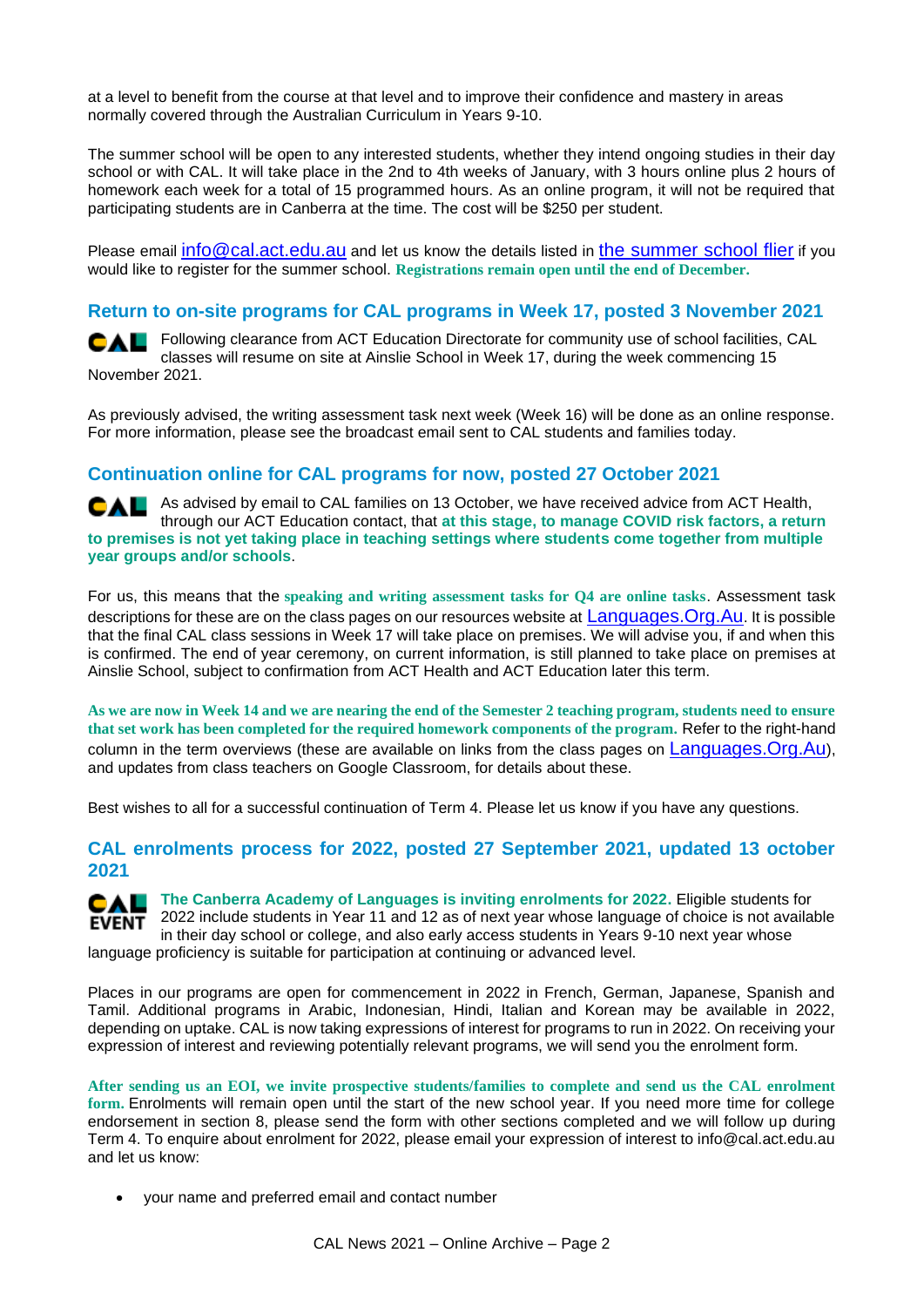at a level to benefit from the course at that level and to improve their confidence and mastery in areas normally covered through the Australian Curriculum in Years 9-10.

The summer school will be open to any interested students, whether they intend ongoing studies in their day school or with CAL. It will take place in the 2nd to 4th weeks of January, with 3 hours online plus 2 hours of homework each week for a total of 15 programmed hours. As an online program, it will not be required that participating students are in Canberra at the time. The cost will be $250 per student.

Please email info@cal.act.edu.au and let us know the details listed in the summer school flier if you would like to register for the summer school. **Registrations remain open until the end of December.**

## Return to on-site programs for CAL programs in Week 17, posted 3 November 2021

Following clearance from ACT Education Directorate for community use of school facilities, CAL classes will resume on site at Ainslie School in Week 17, during the week commencing 15 November 2021.

As previously advised, the writing assessment task next week (Week 16) will be done as an online response. For more information, please see the broadcast email sent to CAL students and families today.

## Continuation online for CAL programs for now, posted 27 October 2021

As advised by email to CAL families on 13 October, we have received advice from ACT Health, through our ACT Education contact, that **at this stage, to manage COVID risk factors, a return to premises is not yet taking place in teaching settings where students come together from multiple year groups and/or schools**.

For us, this means that the **speaking and writing assessment tasks for Q4 are online tasks**. Assessment task descriptions for these are on the class pages on our resources website at Languages.Org.Au. It is possible that the final CAL class sessions in Week 17 will take place on premises. We will advise you, if and when this is confirmed. The end of year ceremony, on current information, is still planned to take place on premises at Ainslie School, subject to confirmation from ACT Health and ACT Education later this term.

**As we are now in Week 14 and we are nearing the end of the Semester 2 teaching program, students need to ensure that set work has been completed for the required homework components of the program.** Refer to the right-hand column in the term overviews (these are available on links from the class pages on Languages.Org.Au), and updates from class teachers on Google Classroom, for details about these.

Best wishes to all for a successful continuation of Term 4. Please let us know if you have any questions.

## CAL enrolments process for 2022, posted 27 September 2021, updated 13 october 2021

**The Canberra Academy of Languages is inviting enrolments for 2022.** Eligible students for 2022 include students in Year 11 and 12 as of next year whose language of choice is not available in their day school or college, and also early access students in Years 9-10 next year whose language proficiency is suitable for participation at continuing or advanced level.

Places in our programs are open for commencement in 2022 in French, German, Japanese, Spanish and Tamil. Additional programs in Arabic, Indonesian, Hindi, Italian and Korean may be available in 2022, depending on uptake. CAL is now taking expressions of interest for programs to run in 2022. On receiving your expression of interest and reviewing potentially relevant programs, we will send you the enrolment form.

**After sending us an EOI, we invite prospective students/families to complete and send us the CAL enrolment form.** Enrolments will remain open until the start of the new school year. If you need more time for college endorsement in section 8, please send the form with other sections completed and we will follow up during Term 4. To enquire about enrolment for 2022, please email your expression of interest to info@cal.act.edu.au and let us know:

- your name and preferred email and contact number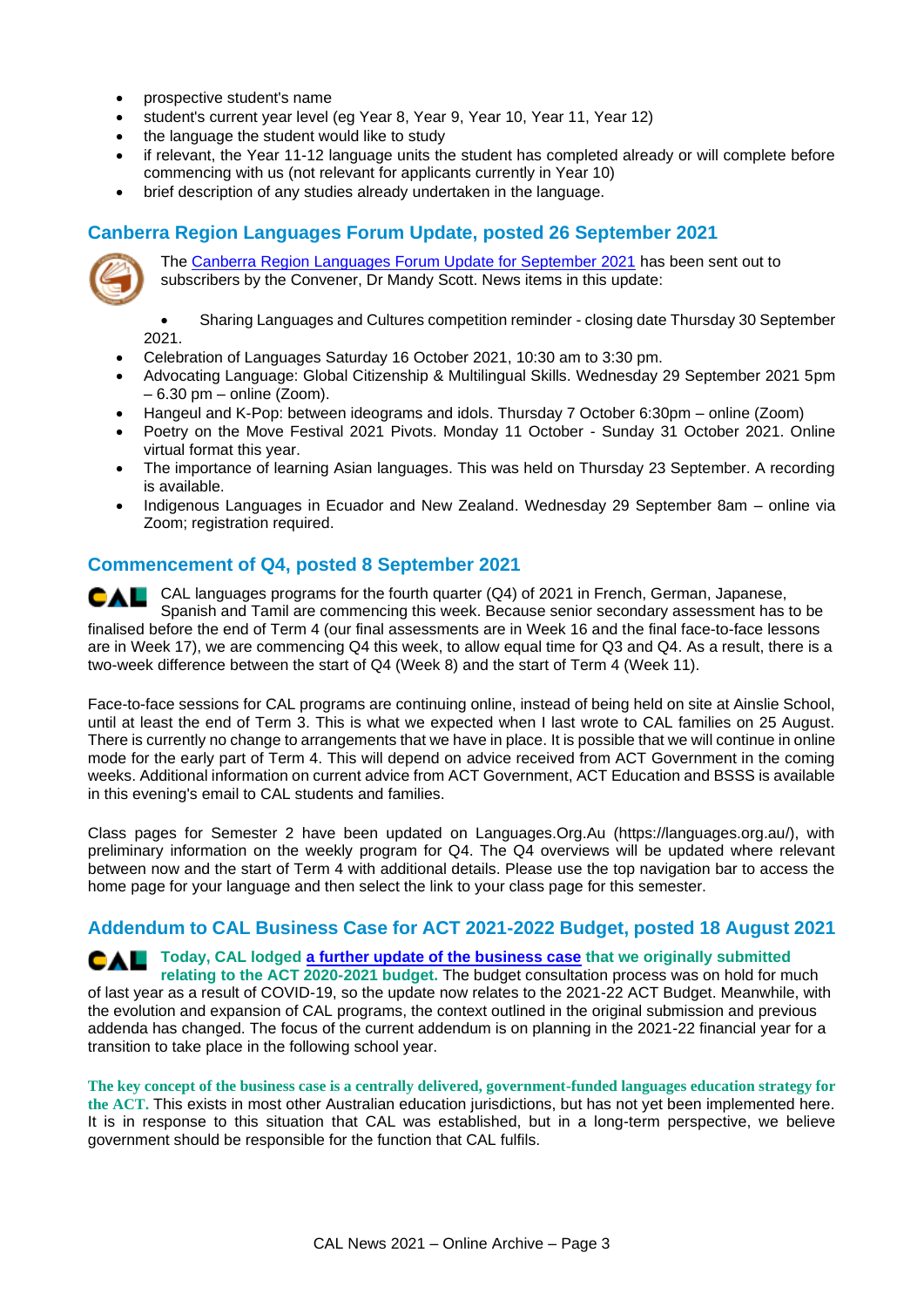- prospective student's name
- student's current year level (eg Year 8, Year 9, Year 10, Year 11, Year 12)
- the language the student would like to study
- if relevant, the Year 11-12 language units the student has completed already or will complete before commencing with us (not relevant for applicants currently in Year 10)
- brief description of any studies already undertaken in the language.

## Canberra Region Languages Forum Update, posted 26 September 2021

The Canberra Region Languages Forum Update for September 2021 has been sent out to subscribers by the Convener, Dr Mandy Scott. News items in this update:

- Sharing Languages and Cultures competition reminder - closing date Thursday 30 September 2021.
- Celebration of Languages Saturday 16 October 2021, 10:30 am to 3:30 pm.
- Advocating Language: Global Citizenship & Multilingual Skills. Wednesday 29 September 2021 5pm – 6.30 pm – online (Zoom).
- Hangeul and K-Pop: between ideograms and idols. Thursday 7 October 6:30pm – online (Zoom)
- Poetry on the Move Festival 2021 Pivots. Monday 11 October - Sunday 31 October 2021. Online virtual format this year.
- The importance of learning Asian languages. This was held on Thursday 23 September. A recording is available.
- Indigenous Languages in Ecuador and New Zealand. Wednesday 29 September 8am – online via Zoom; registration required.

## Commencement of Q4, posted 8 September 2021

CAL languages programs for the fourth quarter (Q4) of 2021 in French, German, Japanese, Spanish and Tamil are commencing this week. Because senior secondary assessment has to be finalised before the end of Term 4 (our final assessments are in Week 16 and the final face-to-face lessons are in Week 17), we are commencing Q4 this week, to allow equal time for Q3 and Q4. As a result, there is a two-week difference between the start of Q4 (Week 8) and the start of Term 4 (Week 11).

Face-to-face sessions for CAL programs are continuing online, instead of being held on site at Ainslie School, until at least the end of Term 3. This is what we expected when I last wrote to CAL families on 25 August. There is currently no change to arrangements that we have in place. It is possible that we will continue in online mode for the early part of Term 4. This will depend on advice received from ACT Government in the coming weeks. Additional information on current advice from ACT Government, ACT Education and BSSS is available in this evening's email to CAL students and families.

Class pages for Semester 2 have been updated on Languages.Org.Au (https://languages.org.au/), with preliminary information on the weekly program for Q4. The Q4 overviews will be updated where relevant between now and the start of Term 4 with additional details. Please use the top navigation bar to access the home page for your language and then select the link to your class page for this semester.

## Addendum to CAL Business Case for ACT 2021-2022 Budget, posted 18 August 2021

**Today, CAL lodged a further update of the business case that we originally submitted relating to the ACT 2020-2021 budget.** The budget consultation process was on hold for much of last year as a result of COVID-19, so the update now relates to the 2021-22 ACT Budget. Meanwhile, with the evolution and expansion of CAL programs, the context outlined in the original submission and previous addenda has changed. The focus of the current addendum is on planning in the 2021-22 financial year for a transition to take place in the following school year.

**The key concept of the business case is a centrally delivered, government-funded languages education strategy for the ACT.** This exists in most other Australian education jurisdictions, but has not yet been implemented here. It is in response to this situation that CAL was established, but in a long-term perspective, we believe government should be responsible for the function that CAL fulfils.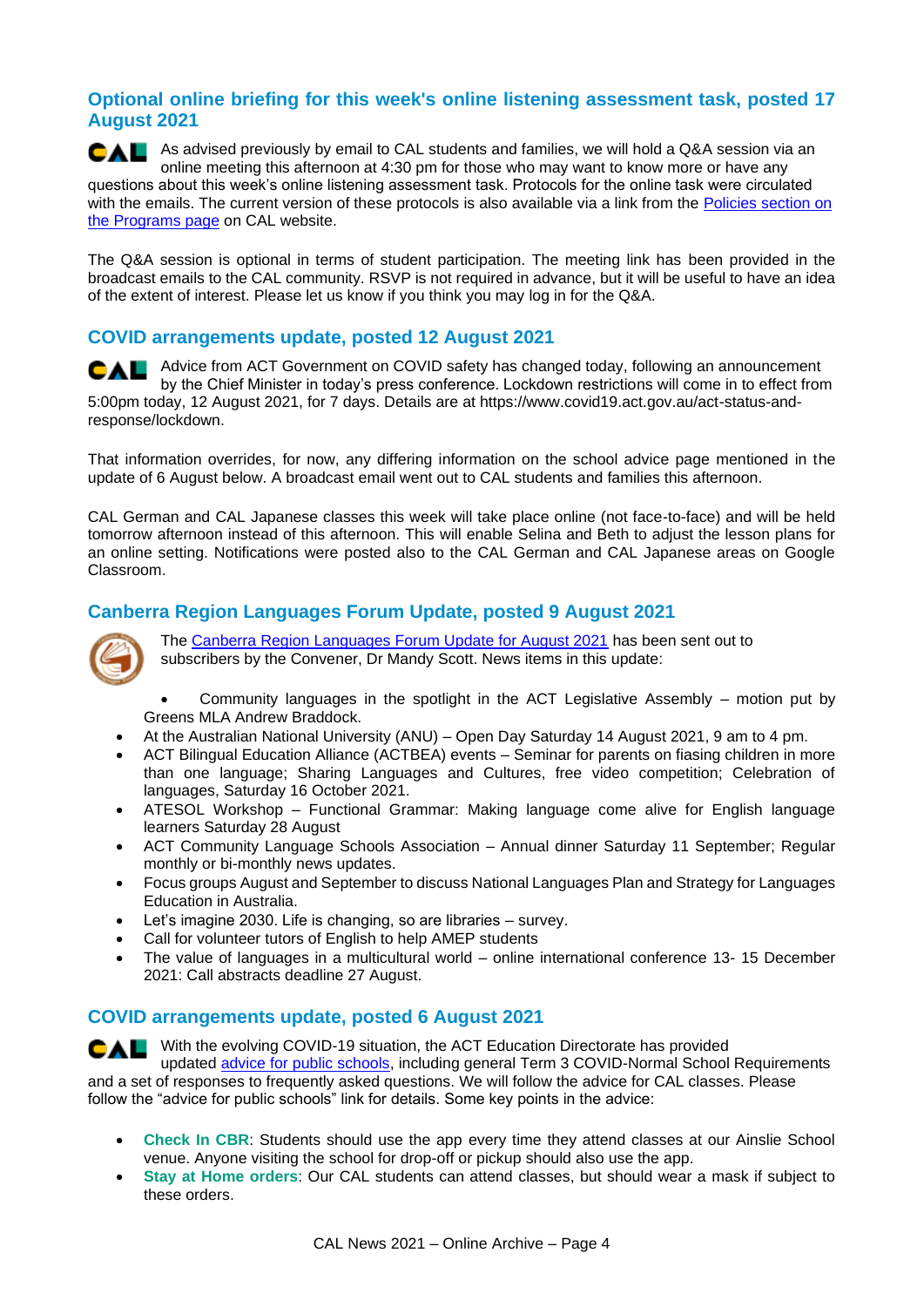## Optional online briefing for this week's online listening assessment task, posted 17 August 2021

As advised previously by email to CAL students and families, we will hold a Q&A session via an online meeting this afternoon at 4:30 pm for those who may want to know more or have any questions about this week's online listening assessment task. Protocols for the online task were circulated with the emails. The current version of these protocols is also available via a link from the Policies section on the Programs page on CAL website.

The Q&A session is optional in terms of student participation. The meeting link has been provided in the broadcast emails to the CAL community. RSVP is not required in advance, but it will be useful to have an idea of the extent of interest. Please let us know if you think you may log in for the Q&A.

## COVID arrangements update, posted 12 August 2021

Advice from ACT Government on COVID safety has changed today, following an announcement by the Chief Minister in today's press conference. Lockdown restrictions will come in to effect from 5:00pm today, 12 August 2021, for 7 days. Details are at https://www.covid19.act.gov.au/act-status-and-response/lockdown.

That information overrides, for now, any differing information on the school advice page mentioned in the update of 6 August below. A broadcast email went out to CAL students and families this afternoon.

CAL German and CAL Japanese classes this week will take place online (not face-to-face) and will be held tomorrow afternoon instead of this afternoon. This will enable Selina and Beth to adjust the lesson plans for an online setting. Notifications were posted also to the CAL German and CAL Japanese areas on Google Classroom.

## Canberra Region Languages Forum Update, posted 9 August 2021

The Canberra Region Languages Forum Update for August 2021 has been sent out to subscribers by the Convener, Dr Mandy Scott. News items in this update:

- Community languages in the spotlight in the ACT Legislative Assembly – motion put by Greens MLA Andrew Braddock.
- At the Australian National University (ANU) – Open Day Saturday 14 August 2021, 9 am to 4 pm.
- ACT Bilingual Education Alliance (ACTBEA) events – Seminar for parents on fiasing children in more than one language; Sharing Languages and Cultures, free video competition; Celebration of languages, Saturday 16 October 2021.
- ATESOL Workshop – Functional Grammar: Making language come alive for English language learners Saturday 28 August
- ACT Community Language Schools Association – Annual dinner Saturday 11 September; Regular monthly or bi-monthly news updates.
- Focus groups August and September to discuss National Languages Plan and Strategy for Languages Education in Australia.
- Let's imagine 2030. Life is changing, so are libraries – survey.
- Call for volunteer tutors of English to help AMEP students
- The value of languages in a multicultural world – online international conference 13- 15 December 2021: Call abstracts deadline 27 August.

## COVID arrangements update, posted 6 August 2021

With the evolving COVID-19 situation, the ACT Education Directorate has provided updated advice for public schools, including general Term 3 COVID-Normal School Requirements and a set of responses to frequently asked questions. We will follow the advice for CAL classes. Please follow the "advice for public schools" link for details. Some key points in the advice:

- **Check In CBR**: Students should use the app every time they attend classes at our Ainslie School venue. Anyone visiting the school for drop-off or pickup should also use the app.
- **Stay at Home orders**: Our CAL students can attend classes, but should wear a mask if subject to these orders.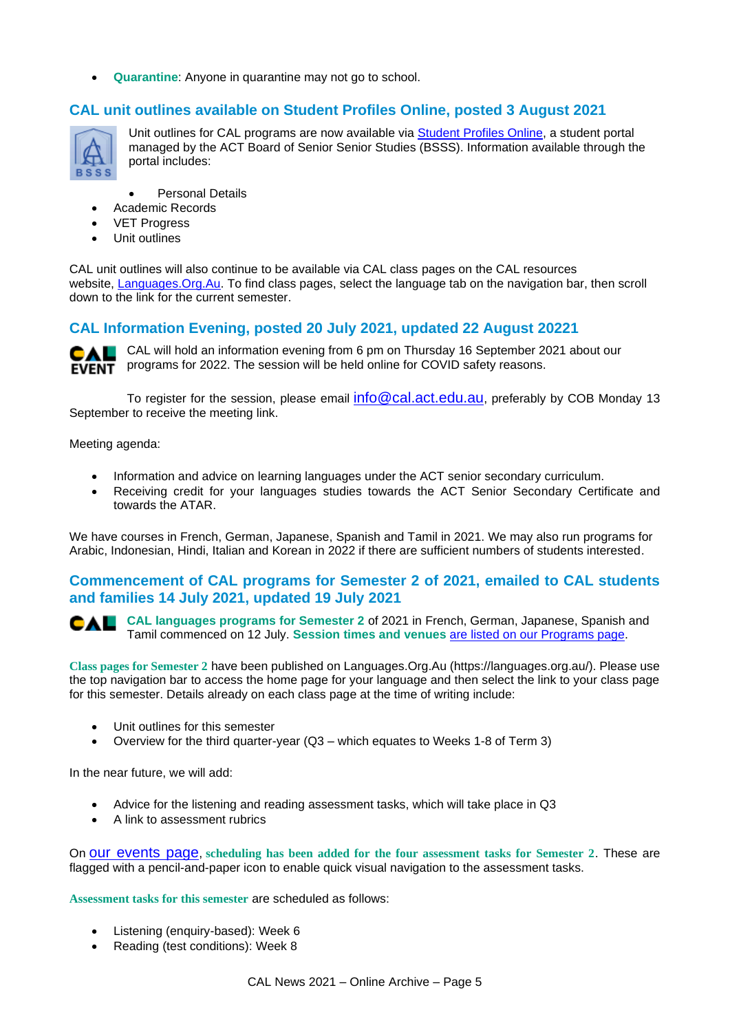- **Quarantine**: Anyone in quarantine may not go to school.

## CAL unit outlines available on Student Profiles Online, posted 3 August 2021

Unit outlines for CAL programs are now available via Student Profiles Online, a student portal managed by the ACT Board of Senior Senior Studies (BSSS). Information available through the portal includes:

- Personal Details
- Academic Records
- VET Progress
- Unit outlines

CAL unit outlines will also continue to be available via CAL class pages on the CAL resources website, Languages.Org.Au. To find class pages, select the language tab on the navigation bar, then scroll down to the link for the current semester.

## CAL Information Evening, posted 20 July 2021, updated 22 August 20221

CAL will hold an information evening from 6 pm on Thursday 16 September 2021 about our programs for 2022. The session will be held online for COVID safety reasons.

To register for the session, please email info@cal.act.edu.au, preferably by COB Monday 13 September to receive the meeting link.

Meeting agenda:

- Information and advice on learning languages under the ACT senior secondary curriculum.
- Receiving credit for your languages studies towards the ACT Senior Secondary Certificate and towards the ATAR.

We have courses in French, German, Japanese, Spanish and Tamil in 2021. We may also run programs for Arabic, Indonesian, Hindi, Italian and Korean in 2022 if there are sufficient numbers of students interested.

## Commencement of CAL programs for Semester 2 of 2021, emailed to CAL students and families 14 July 2021, updated 19 July 2021

**CAL languages programs for Semester 2** of 2021 in French, German, Japanese, Spanish and Tamil commenced on 12 July. **Session times and venues** are listed on our Programs page.

**Class pages for Semester 2** have been published on Languages.Org.Au (https://languages.org.au/). Please use the top navigation bar to access the home page for your language and then select the link to your class page for this semester. Details already on each class page at the time of writing include:

- Unit outlines for this semester
- Overview for the third quarter-year (Q3 – which equates to Weeks 1-8 of Term 3)

In the near future, we will add:

- Advice for the listening and reading assessment tasks, which will take place in Q3
- A link to assessment rubrics

On our events page, **scheduling has been added for the four assessment tasks for Semester 2**. These are flagged with a pencil-and-paper icon to enable quick visual navigation to the assessment tasks.

**Assessment tasks for this semester** are scheduled as follows:

- Listening (enquiry-based): Week 6
- Reading (test conditions): Week 8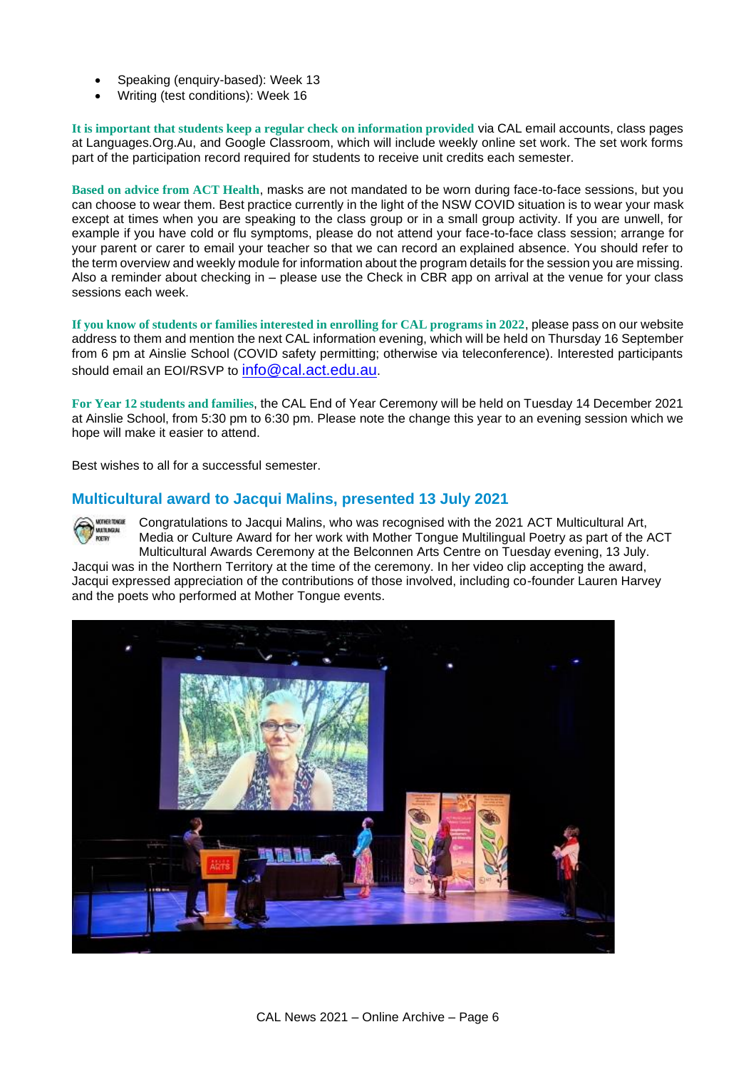- Speaking (enquiry-based): Week 13
- Writing (test conditions): Week 16

**It is important that students keep a regular check on information provided** via CAL email accounts, class pages at Languages.Org.Au, and Google Classroom, which will include weekly online set work. The set work forms part of the participation record required for students to receive unit credits each semester.

**Based on advice from ACT Health**, masks are not mandated to be worn during face-to-face sessions, but you can choose to wear them. Best practice currently in the light of the NSW COVID situation is to wear your mask except at times when you are speaking to the class group or in a small group activity. If you are unwell, for example if you have cold or flu symptoms, please do not attend your face-to-face class session; arrange for your parent or carer to email your teacher so that we can record an explained absence. You should refer to the term overview and weekly module for information about the program details for the session you are missing. Also a reminder about checking in – please use the Check in CBR app on arrival at the venue for your class sessions each week.

**If you know of students or families interested in enrolling for CAL programs in 2022**, please pass on our website address to them and mention the next CAL information evening, which will be held on Thursday 16 September from 6 pm at Ainslie School (COVID safety permitting; otherwise via teleconference). Interested participants should email an EOI/RSVP to info@cal.act.edu.au.

**For Year 12 students and families**, the CAL End of Year Ceremony will be held on Tuesday 14 December 2021 at Ainslie School, from 5:30 pm to 6:30 pm. Please note the change this year to an evening session which we hope will make it easier to attend.

Best wishes to all for a successful semester.

## Multicultural award to Jacqui Malins, presented 13 July 2021

Congratulations to Jacqui Malins, who was recognised with the 2021 ACT Multicultural Art, Media or Culture Award for her work with Mother Tongue Multilingual Poetry as part of the ACT Multicultural Awards Ceremony at the Belconnen Arts Centre on Tuesday evening, 13 July. Jacqui was in the Northern Territory at the time of the ceremony. In her video clip accepting the award, Jacqui expressed appreciation of the contributions of those involved, including co-founder Lauren Harvey and the poets who performed at Mother Tongue events.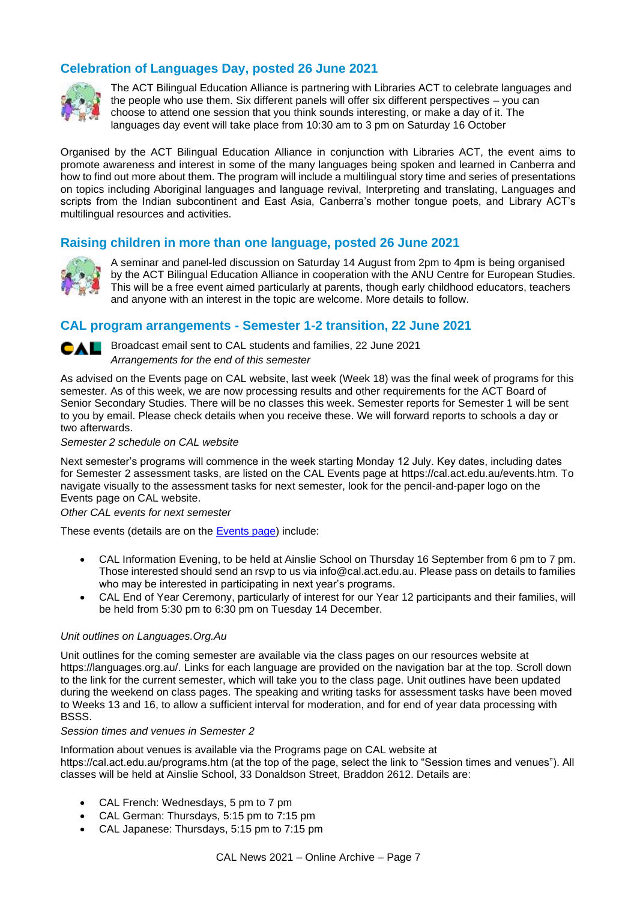## Celebration of Languages Day, posted 26 June 2021

The ACT Bilingual Education Alliance is partnering with Libraries ACT to celebrate languages and the people who use them. Six different panels will offer six different perspectives – you can choose to attend one session that you think sounds interesting, or make a day of it. The languages day event will take place from 10:30 am to 3 pm on Saturday 16 October

Organised by the ACT Bilingual Education Alliance in conjunction with Libraries ACT, the event aims to promote awareness and interest in some of the many languages being spoken and learned in Canberra and how to find out more about them. The program will include a multilingual story time and series of presentations on topics including Aboriginal languages and language revival, Interpreting and translating, Languages and scripts from the Indian subcontinent and East Asia, Canberra's mother tongue poets, and Library ACT's multilingual resources and activities.

## Raising children in more than one language, posted 26 June 2021

A seminar and panel-led discussion on Saturday 14 August from 2pm to 4pm is being organised by the ACT Bilingual Education Alliance in cooperation with the ANU Centre for European Studies. This will be a free event aimed particularly at parents, though early childhood educators, teachers and anyone with an interest in the topic are welcome. More details to follow.

## CAL program arrangements - Semester 1-2 transition, 22 June 2021

Broadcast email sent to CAL students and families, 22 June 2021

*Arrangements for the end of this semester*

As advised on the Events page on CAL website, last week (Week 18) was the final week of programs for this semester. As of this week, we are now processing results and other requirements for the ACT Board of Senior Secondary Studies. There will be no classes this week. Semester reports for Semester 1 will be sent to you by email. Please check details when you receive these. We will forward reports to schools a day or two afterwards.

*Semester 2 schedule on CAL website*

Next semester's programs will commence in the week starting Monday 12 July. Key dates, including dates for Semester 2 assessment tasks, are listed on the CAL Events page at https://cal.act.edu.au/events.htm. To navigate visually to the assessment tasks for next semester, look for the pencil-and-paper logo on the Events page on CAL website.

*Other CAL events for next semester*

These events (details are on the Events page) include:

- CAL Information Evening, to be held at Ainslie School on Thursday 16 September from 6 pm to 7 pm. Those interested should send an rsvp to us via info@cal.act.edu.au. Please pass on details to families who may be interested in participating in next year's programs.
- CAL End of Year Ceremony, particularly of interest for our Year 12 participants and their families, will be held from 5:30 pm to 6:30 pm on Tuesday 14 December.

*Unit outlines on Languages.Org.Au*

Unit outlines for the coming semester are available via the class pages on our resources website at https://languages.org.au/. Links for each language are provided on the navigation bar at the top. Scroll down to the link for the current semester, which will take you to the class page. Unit outlines have been updated during the weekend on class pages. The speaking and writing tasks for assessment tasks have been moved to Weeks 13 and 16, to allow a sufficient interval for moderation, and for end of year data processing with BSSS.

*Session times and venues in Semester 2*

Information about venues is available via the Programs page on CAL website at https://cal.act.edu.au/programs.htm (at the top of the page, select the link to "Session times and venues"). All classes will be held at Ainslie School, 33 Donaldson Street, Braddon 2612. Details are:

- CAL French: Wednesdays, 5 pm to 7 pm
- CAL German: Thursdays, 5:15 pm to 7:15 pm
- CAL Japanese: Thursdays, 5:15 pm to 7:15 pm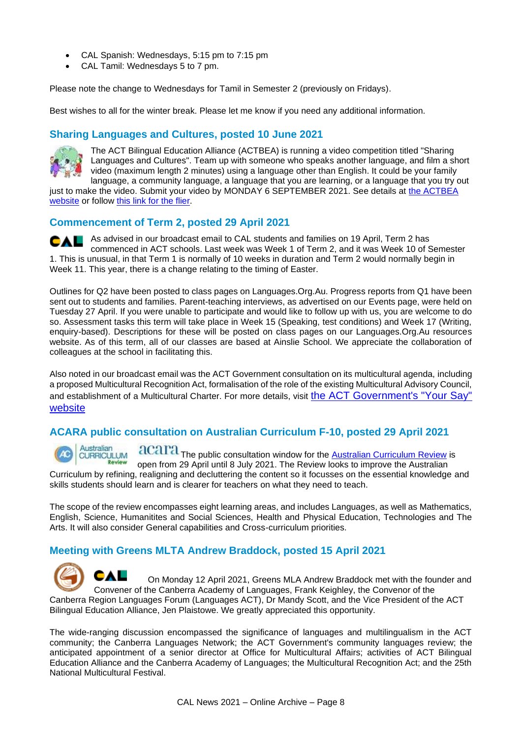- CAL Spanish: Wednesdays, 5:15 pm to 7:15 pm
- CAL Tamil: Wednesdays 5 to 7 pm.

Please note the change to Wednesdays for Tamil in Semester 2 (previously on Fridays).

Best wishes to all for the winter break. Please let me know if you need any additional information.

## Sharing Languages and Cultures, posted 10 June 2021

The ACT Bilingual Education Alliance (ACTBEA) is running a video competition titled "Sharing Languages and Cultures". Team up with someone who speaks another language, and film a short video (maximum length 2 minutes) using a language other than English. It could be your family language, a community language, a language that you are learning, or a language that you try out just to make the video. Submit your video by MONDAY 6 SEPTEMBER 2021. See details at [the ACTBEA website]() or follow [this link for the flier]().

## Commencement of Term 2, posted 29 April 2021

As advised in our broadcast email to CAL students and families on 19 April, Term 2 has commenced in ACT schools. Last week was Week 1 of Term 2, and it was Week 10 of Semester 1. This is unusual, in that Term 1 is normally of 10 weeks in duration and Term 2 would normally begin in Week 11. This year, there is a change relating to the timing of Easter.

Outlines for Q2 have been posted to class pages on Languages.Org.Au. Progress reports from Q1 have been sent out to students and families. Parent-teaching interviews, as advertised on our Events page, were held on Tuesday 27 April. If you were unable to participate and would like to follow up with us, you are welcome to do so. Assessment tasks this term will take place in Week 15 (Speaking, test conditions) and Week 17 (Writing, enquiry-based). Descriptions for these will be posted on class pages on our Languages.Org.Au resources website. As of this term, all of our classes are based at Ainslie School. We appreciate the collaboration of colleagues at the school in facilitating this.

Also noted in our broadcast email was the ACT Government consultation on its multicultural agenda, including a proposed Multicultural Recognition Act, formalisation of the role of the existing Multicultural Advisory Council, and establishment of a Multicultural Charter. For more details, visit [the ACT Government's "Your Say" website]()

## ACARA public consultation on Australian Curriculum F-10, posted 29 April 2021

The public consultation window for the [Australian Curriculum Review]() is open from 29 April until 8 July 2021. The Review looks to improve the Australian Curriculum by refining, realigning and decluttering the content so it focusses on the essential knowledge and skills students should learn and is clearer for teachers on what they need to teach.

The scope of the review encompasses eight learning areas, and includes Languages, as well as Mathematics, English, Science, Humanitites and Social Sciences, Health and Physical Education, Technologies and The Arts. It will also consider General capabilities and Cross-curriculum priorities.

## Meeting with Greens MLTA Andrew Braddock, posted 15 April 2021

On Monday 12 April 2021, Greens MLA Andrew Braddock met with the founder and Convener of the Canberra Academy of Languages, Frank Keighley, the Convenor of the Canberra Region Languages Forum (Languages ACT), Dr Mandy Scott, and the Vice President of the ACT Bilingual Education Alliance, Jen Plaistowe. We greatly appreciated this opportunity.

The wide-ranging discussion encompassed the significance of languages and multilingualism in the ACT community; the Canberra Languages Network; the ACT Government's community languages review; the anticipated appointment of a senior director at Office for Multicultural Affairs; activities of ACT Bilingual Education Alliance and the Canberra Academy of Languages; the Multicultural Recognition Act; and the 25th National Multicultural Festival.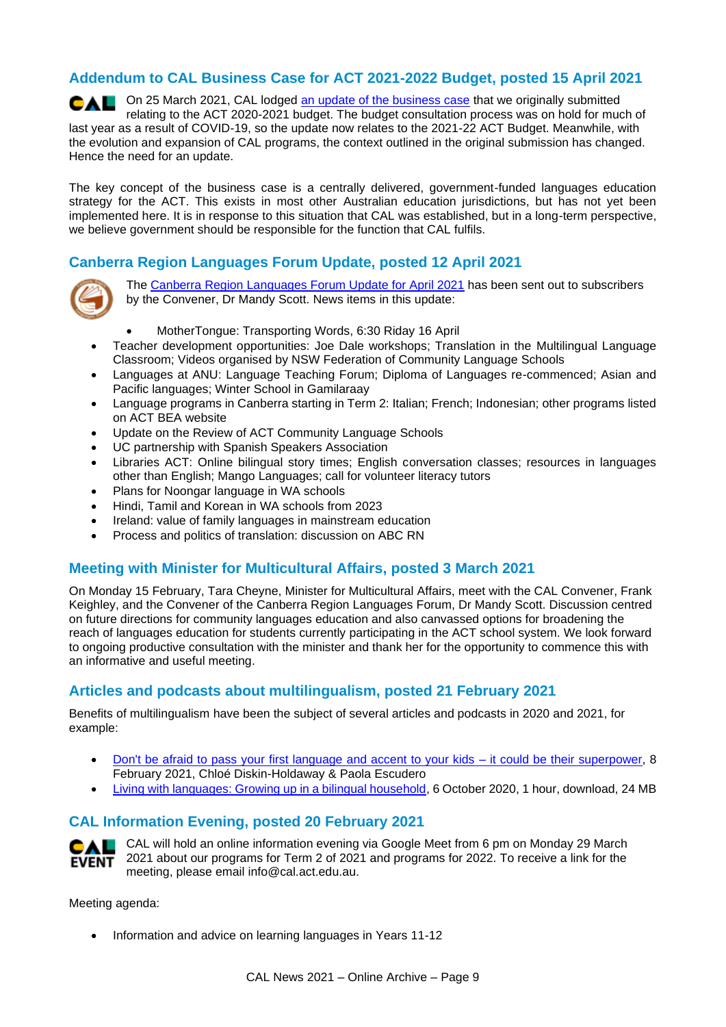## Addendum to CAL Business Case for ACT 2021-2022 Budget, posted 15 April 2021

On 25 March 2021, CAL lodged an update of the business case that we originally submitted relating to the ACT 2020-2021 budget. The budget consultation process was on hold for much of last year as a result of COVID-19, so the update now relates to the 2021-22 ACT Budget. Meanwhile, with the evolution and expansion of CAL programs, the context outlined in the original submission has changed. Hence the need for an update.

The key concept of the business case is a centrally delivered, government-funded languages education strategy for the ACT. This exists in most other Australian education jurisdictions, but has not yet been implemented here. It is in response to this situation that CAL was established, but in a long-term perspective, we believe government should be responsible for the function that CAL fulfils.

## Canberra Region Languages Forum Update, posted 12 April 2021

The Canberra Region Languages Forum Update for April 2021 has been sent out to subscribers by the Convener, Dr Mandy Scott. News items in this update:

- MotherTongue: Transporting Words, 6:30 Riday 16 April
- Teacher development opportunities: Joe Dale workshops; Translation in the Multilingual Language Classroom; Videos organised by NSW Federation of Community Language Schools
- Languages at ANU: Language Teaching Forum; Diploma of Languages re-commenced; Asian and Pacific languages; Winter School in Gamilaraay
- Language programs in Canberra starting in Term 2: Italian; French; Indonesian; other programs listed on ACT BEA website
- Update on the Review of ACT Community Language Schools
- UC partnership with Spanish Speakers Association
- Libraries ACT: Online bilingual story times; English conversation classes; resources in languages other than English; Mango Languages; call for volunteer literacy tutors
- Plans for Noongar language in WA schools
- Hindi, Tamil and Korean in WA schools from 2023
- Ireland: value of family languages in mainstream education
- Process and politics of translation: discussion on ABC RN

## Meeting with Minister for Multicultural Affairs, posted 3 March 2021

On Monday 15 February, Tara Cheyne, Minister for Multicultural Affairs, meet with the CAL Convener, Frank Keighley, and the Convener of the Canberra Region Languages Forum, Dr Mandy Scott. Discussion centred on future directions for community languages education and also canvassed options for broadening the reach of languages education for students currently participating in the ACT school system. We look forward to ongoing productive consultation with the minister and thank her for the opportunity to commence this with an informative and useful meeting.

## Articles and podcasts about multilingualism, posted 21 February 2021

Benefits of multilingualism have been the subject of several articles and podcasts in 2020 and 2021, for example:

- Don't be afraid to pass your first language and accent to your kids – it could be their superpower, 8 February 2021, Chloé Diskin-Holdaway & Paola Escudero
- Living with languages: Growing up in a bilingual household, 6 October 2020, 1 hour, download, 24 MB

## CAL Information Evening, posted 20 February 2021

CAL will hold an online information evening via Google Meet from 6 pm on Monday 29 March 2021 about our programs for Term 2 of 2021 and programs for 2022. To receive a link for the meeting, please email info@cal.act.edu.au.

Meeting agenda:

- Information and advice on learning languages in Years 11-12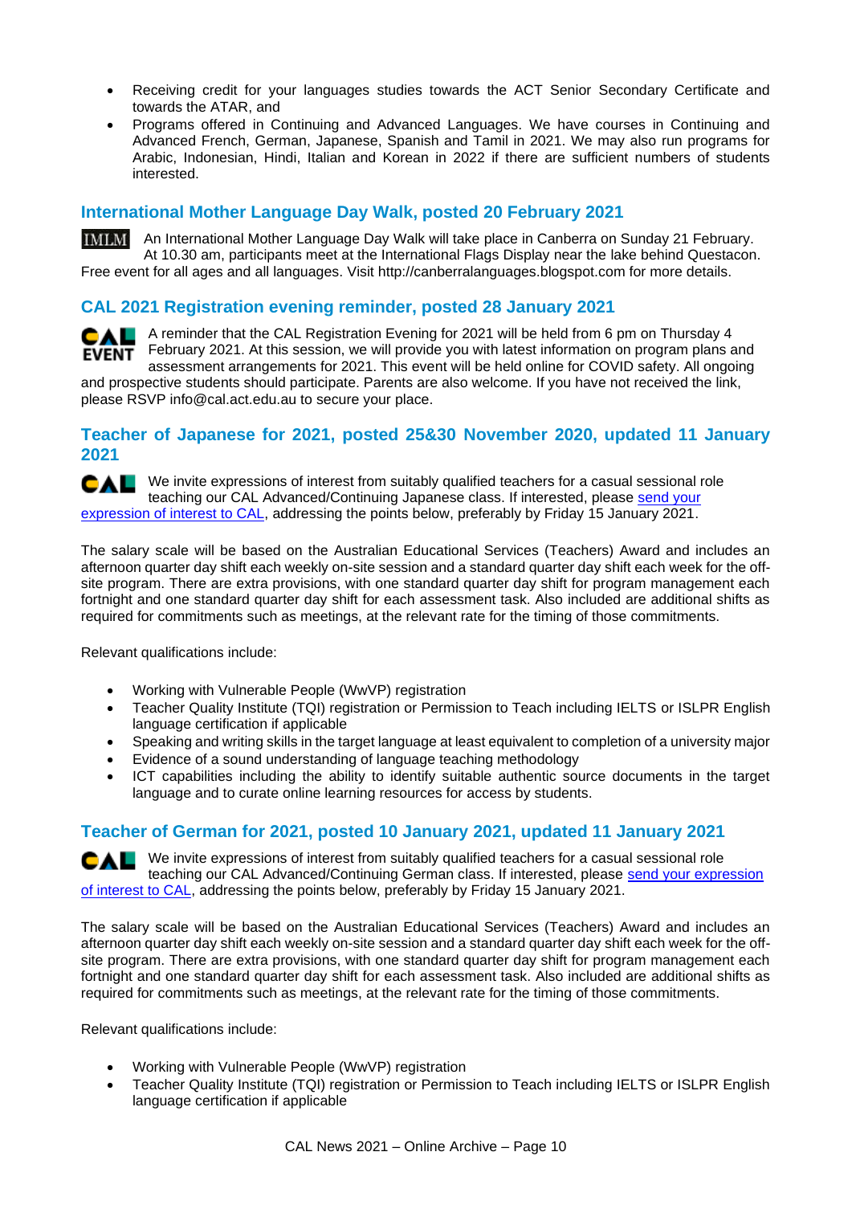- Receiving credit for your languages studies towards the ACT Senior Secondary Certificate and towards the ATAR, and
- Programs offered in Continuing and Advanced Languages. We have courses in Continuing and Advanced French, German, Japanese, Spanish and Tamil in 2021. We may also run programs for Arabic, Indonesian, Hindi, Italian and Korean in 2022 if there are sufficient numbers of students interested.

## International Mother Language Day Walk, posted 20 February 2021

IMLM An International Mother Language Day Walk will take place in Canberra on Sunday 21 February. At 10.30 am, participants meet at the International Flags Display near the lake behind Questacon. Free event for all ages and all languages. Visit http://canberralanguages.blogspot.com for more details.

## CAL 2021 Registration evening reminder, posted 28 January 2021

CAL EVENT A reminder that the CAL Registration Evening for 2021 will be held from 6 pm on Thursday 4 February 2021. At this session, we will provide you with latest information on program plans and assessment arrangements for 2021. This event will be held online for COVID safety. All ongoing and prospective students should participate. Parents are also welcome. If you have not received the link, please RSVP info@cal.act.edu.au to secure your place.

## Teacher of Japanese for 2021, posted 25&30 November 2020, updated 11 January 2021

CAL We invite expressions of interest from suitably qualified teachers for a casual sessional role teaching our CAL Advanced/Continuing Japanese class. If interested, please send your expression of interest to CAL, addressing the points below, preferably by Friday 15 January 2021.

The salary scale will be based on the Australian Educational Services (Teachers) Award and includes an afternoon quarter day shift each weekly on-site session and a standard quarter day shift each week for the off-site program. There are extra provisions, with one standard quarter day shift for program management each fortnight and one standard quarter day shift for each assessment task. Also included are additional shifts as required for commitments such as meetings, at the relevant rate for the timing of those commitments.

Relevant qualifications include:

- Working with Vulnerable People (WwVP) registration
- Teacher Quality Institute (TQI) registration or Permission to Teach including IELTS or ISLPR English language certification if applicable
- Speaking and writing skills in the target language at least equivalent to completion of a university major
- Evidence of a sound understanding of language teaching methodology
- ICT capabilities including the ability to identify suitable authentic source documents in the target language and to curate online learning resources for access by students.

## Teacher of German for 2021, posted 10 January 2021, updated 11 January 2021

CAL We invite expressions of interest from suitably qualified teachers for a casual sessional role teaching our CAL Advanced/Continuing German class. If interested, please send your expression of interest to CAL, addressing the points below, preferably by Friday 15 January 2021.

The salary scale will be based on the Australian Educational Services (Teachers) Award and includes an afternoon quarter day shift each weekly on-site session and a standard quarter day shift each week for the off-site program. There are extra provisions, with one standard quarter day shift for program management each fortnight and one standard quarter day shift for each assessment task. Also included are additional shifts as required for commitments such as meetings, at the relevant rate for the timing of those commitments.

Relevant qualifications include:

- Working with Vulnerable People (WwVP) registration
- Teacher Quality Institute (TQI) registration or Permission to Teach including IELTS or ISLPR English language certification if applicable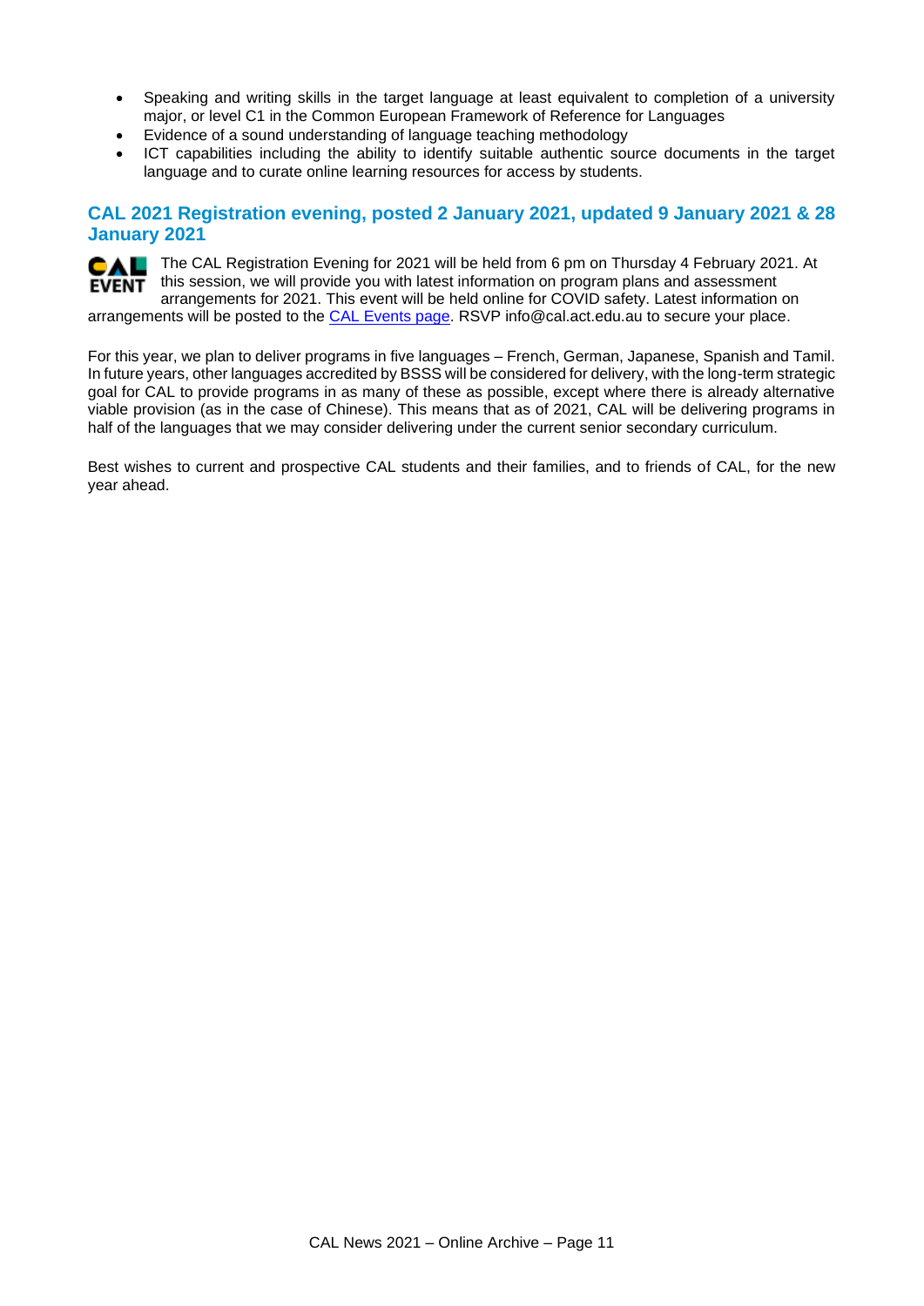- Speaking and writing skills in the target language at least equivalent to completion of a university major, or level C1 in the Common European Framework of Reference for Languages
- Evidence of a sound understanding of language teaching methodology
- ICT capabilities including the ability to identify suitable authentic source documents in the target language and to curate online learning resources for access by students.

## CAL 2021 Registration evening, posted 2 January 2021, updated 9 January 2021 & 28 January 2021

CAL EVENT

The CAL Registration Evening for 2021 will be held from 6 pm on Thursday 4 February 2021. At this session, we will provide you with latest information on program plans and assessment arrangements for 2021. This event will be held online for COVID safety. Latest information on arrangements will be posted to the CAL Events page. RSVP info@cal.act.edu.au to secure your place.

For this year, we plan to deliver programs in five languages – French, German, Japanese, Spanish and Tamil. In future years, other languages accredited by BSSS will be considered for delivery, with the long-term strategic goal for CAL to provide programs in as many of these as possible, except where there is already alternative viable provision (as in the case of Chinese). This means that as of 2021, CAL will be delivering programs in half of the languages that we may consider delivering under the current senior secondary curriculum.

Best wishes to current and prospective CAL students and their families, and to friends of CAL, for the new year ahead.